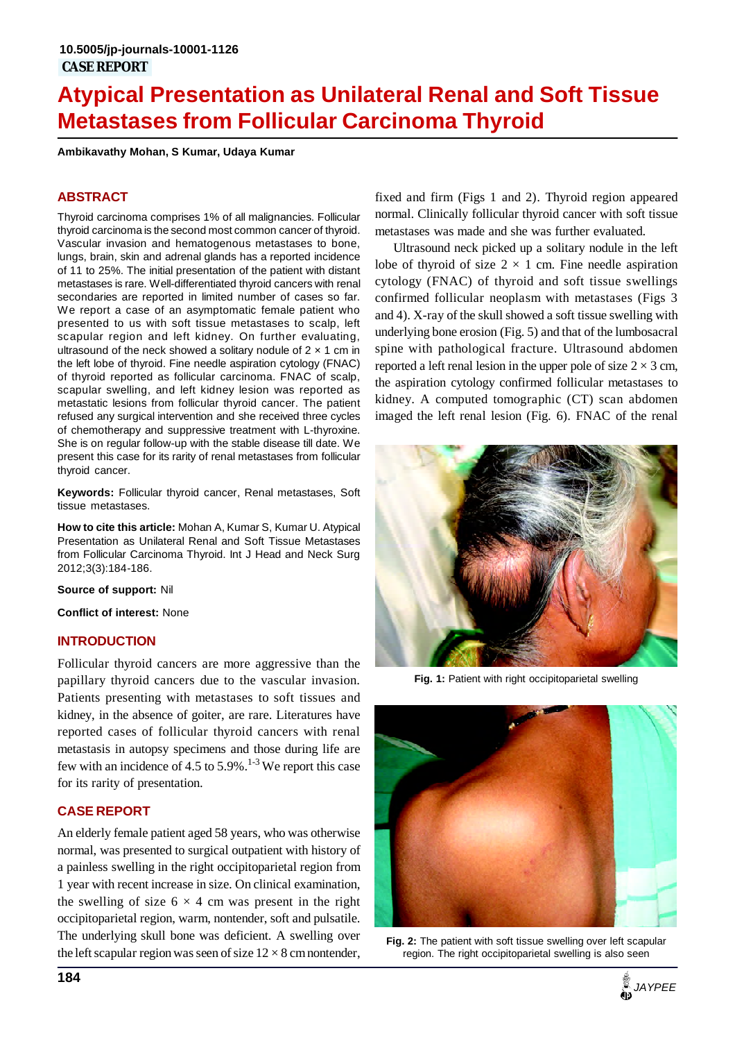10.5005/jp-journals-10001-1126

CASE REPORT

# Atypical Presentation as Unilateral Renal and Soft Tissue Metastases from Follicular Carcinoma Thyroid

**Ambikavathy Mohan, S Kumar, Udaya Kumar**

## ABSTRACT

Thyroid carcinoma comprises 1% of all malignancies. Follicular thyroid carcinoma is the second most common cancer of thyroid. Vascular invasion and hematogenous metastases to bone, lungs, brain, skin and adrenal glands has a reported incidence of 11 to 25%. The initial presentation of the patient with distant metastases is rare. Well-differentiated thyroid cancers with renal secondaries are reported in limited number of cases so far. We report a case of an asymptomatic female patient who presented to us with soft tissue metastases to scalp, left scapular region and left kidney. On further evaluating, ultrasound of the neck showed a solitary nodule of 2 × 1 cm in the left lobe of thyroid. Fine needle aspiration cytology (FNAC) of thyroid reported as follicular carcinoma. FNAC of scalp, scapular swelling, and left kidney lesion was reported as metastatic lesions from follicular thyroid cancer. The patient refused any surgical intervention and she received three cycles of chemotherapy and suppressive treatment with L-thyroxine. She is on regular follow-up with the stable disease till date. We present this case for its rarity of renal metastases from follicular thyroid cancer.

**Keywords:** Follicular thyroid cancer, Renal metastases, Soft tissue metastases.

**How to cite this article:** Mohan A, Kumar S, Kumar U. Atypical Presentation as Unilateral Renal and Soft Tissue Metastases from Follicular Carcinoma Thyroid. Int J Head and Neck Surg 2012;3(3):184-186.

**Source of support:** Nil

**Conflict of interest:** None

## INTRODUCTION

Follicular thyroid cancers are more aggressive than the papillary thyroid cancers due to the vascular invasion. Patients presenting with metastases to soft tissues and kidney, in the absence of goiter, are rare. Literatures have reported cases of follicular thyroid cancers with renal metastasis in autopsy specimens and those during life are few with an incidence of 4.5 to 5.9%.[1-3] We report this case for its rarity of presentation.

## CASE REPORT

An elderly female patient aged 58 years, who was otherwise normal, was presented to surgical outpatient with history of a painless swelling in the right occipitoparietal region from 1 year with recent increase in size. On clinical examination, the swelling of size 6 × 4 cm was present in the right occipitoparietal region, warm, nontender, soft and pulsatile. The underlying skull bone was deficient. A swelling over the left scapular region was seen of size 12 × 8 cm nontender, fixed and firm (Figs 1 and 2). Thyroid region appeared normal. Clinically follicular thyroid cancer with soft tissue metastases was made and she was further evaluated.

Ultrasound neck picked up a solitary nodule in the left lobe of thyroid of size 2 × 1 cm. Fine needle aspiration cytology (FNAC) of thyroid and soft tissue swellings confirmed follicular neoplasm with metastases (Figs 3 and 4). X-ray of the skull showed a soft tissue swelling with underlying bone erosion (Fig. 5) and that of the lumbosacral spine with pathological fracture. Ultrasound abdomen reported a left renal lesion in the upper pole of size 2 × 3 cm, the aspiration cytology confirmed follicular metastases to kidney. A computed tomographic (CT) scan abdomen imaged the left renal lesion (Fig. 6). FNAC of the renal

**Fig. 1:** Patient with right occipitoparietal swelling

**Fig. 2:** The patient with soft tissue swelling over left scapular region. The right occipitoparietal swelling is also seen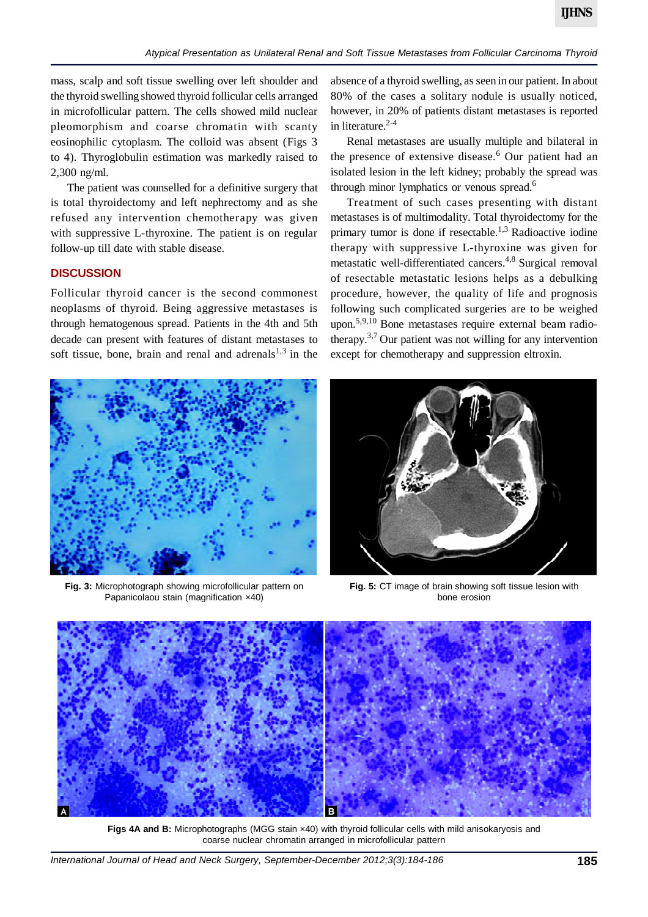mass, scalp and soft tissue swelling over left shoulder and the thyroid swelling showed thyroid follicular cells arranged in microfollicular pattern. The cells showed mild nuclear pleomorphism and coarse chromatin with scanty eosinophilic cytoplasm. The colloid was absent (Figs 3 to 4). Thyroglobulin estimation was markedly raised to 2,300 ng/ml.

The patient was counselled for a definitive surgery that is total thyroidectomy and left nephrectomy and as she refused any intervention chemotherapy was given with suppressive L-thyroxine. The patient is on regular follow-up till date with stable disease.

## DISCUSSION

Follicular thyroid cancer is the second commonest neoplasms of thyroid. Being aggressive metastases is through hematogenous spread. Patients in the 4th and 5th decade can present with features of distant metastases to soft tissue, bone, brain and renal and adrenals[1,3] in the absence of a thyroid swelling, as seen in our patient. In about 80% of the cases a solitary nodule is usually noticed, however, in 20% of patients distant metastases is reported in literature.[2-4]

Renal metastases are usually multiple and bilateral in the presence of extensive disease.[6] Our patient had an isolated lesion in the left kidney; probably the spread was through minor lymphatics or venous spread.[6]

Treatment of such cases presenting with distant metastases is of multimodality. Total thyroidectomy for the primary tumor is done if resectable.[1,3] Radioactive iodine therapy with suppressive L-thyroxine was given for metastatic well-differentiated cancers.[4,8] Surgical removal of resectable metastatic lesions helps as a debulking procedure, however, the quality of life and prognosis following such complicated surgeries are to be weighed upon.[5,9,10] Bone metastases require external beam radiotherapy.[3,7] Our patient was not willing for any intervention except for chemotherapy and suppression eltroxin.

**Fig. 3:** Microphotograph showing microfollicular pattern on Papanicolaou stain (magnification ×40)

**Fig. 5:** CT image of brain showing soft tissue lesion with bone erosion

**Figs 4A and B:** Microphotographs (MGG stain ×40) with thyroid follicular cells with mild anisokaryosis and coarse nuclear chromatin arranged in microfollicular pattern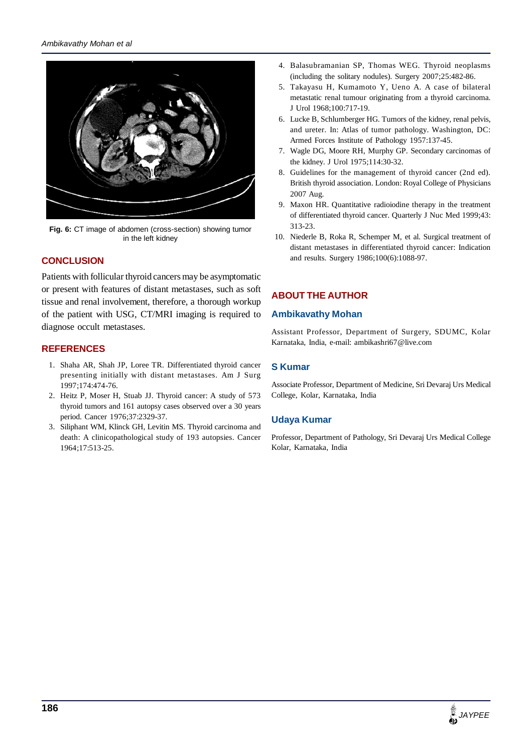Fig. 6: CT image of abdomen (cross-section) showing tumor in the left kidney

## CONCLUSION

Patients with follicular thyroid cancers may be asymptomatic or present with features of distant metastases, such as soft tissue and renal involvement, therefore, a thorough workup of the patient with USG, CT/MRI imaging is required to diagnose occult metastases.

## REFERENCES

1. Shaha AR, Shah JP, Loree TR. Differentiated thyroid cancer presenting initially with distant metastases. Am J Surg 1997;174:474-76.
2. Heitz P, Moser H, Stuab JJ. Thyroid cancer: A study of 573 thyroid tumors and 161 autopsy cases observed over a 30 years period. Cancer 1976;37:2329-37.
3. Siliphant WM, Klinck GH, Levitin MS. Thyroid carcinoma and death: A clinicopathological study of 193 autopsies. Cancer 1964;17:513-25.
4. Balasubramanian SP, Thomas WEG. Thyroid neoplasms (including the solitary nodules). Surgery 2007;25:482-86.
5. Takayasu H, Kumamoto Y, Ueno A. A case of bilateral metastatic renal tumour originating from a thyroid carcinoma. J Urol 1968;100:717-19.
6. Lucke B, Schlumberger HG. Tumors of the kidney, renal pelvis, and ureter. In: Atlas of tumor pathology. Washington, DC: Armed Forces Institute of Pathology 1957:137-45.
7. Wagle DG, Moore RH, Murphy GP. Secondary carcinomas of the kidney. J Urol 1975;114:30-32.
8. Guidelines for the management of thyroid cancer (2nd ed). British thyroid association. London: Royal College of Physicians 2007 Aug.
9. Maxon HR. Quantitative radioiodine therapy in the treatment of differentiated thyroid cancer. Quarterly J Nuc Med 1999;43: 313-23.
10. Niederle B, Roka R, Schemper M, et al. Surgical treatment of distant metastases in differentiated thyroid cancer: Indication and results. Surgery 1986;100(6):1088-97.

## ABOUT THE AUTHOR

### Ambikavathy Mohan

Assistant Professor, Department of Surgery, SDUMC, Kolar Karnataka, India, e-mail: ambikashri67@live.com

### S Kumar

Associate Professor, Department of Medicine, Sri Devaraj Urs Medical College, Kolar, Karnataka, India

### Udaya Kumar

Professor, Department of Pathology, Sri Devaraj Urs Medical College Kolar, Karnataka, India